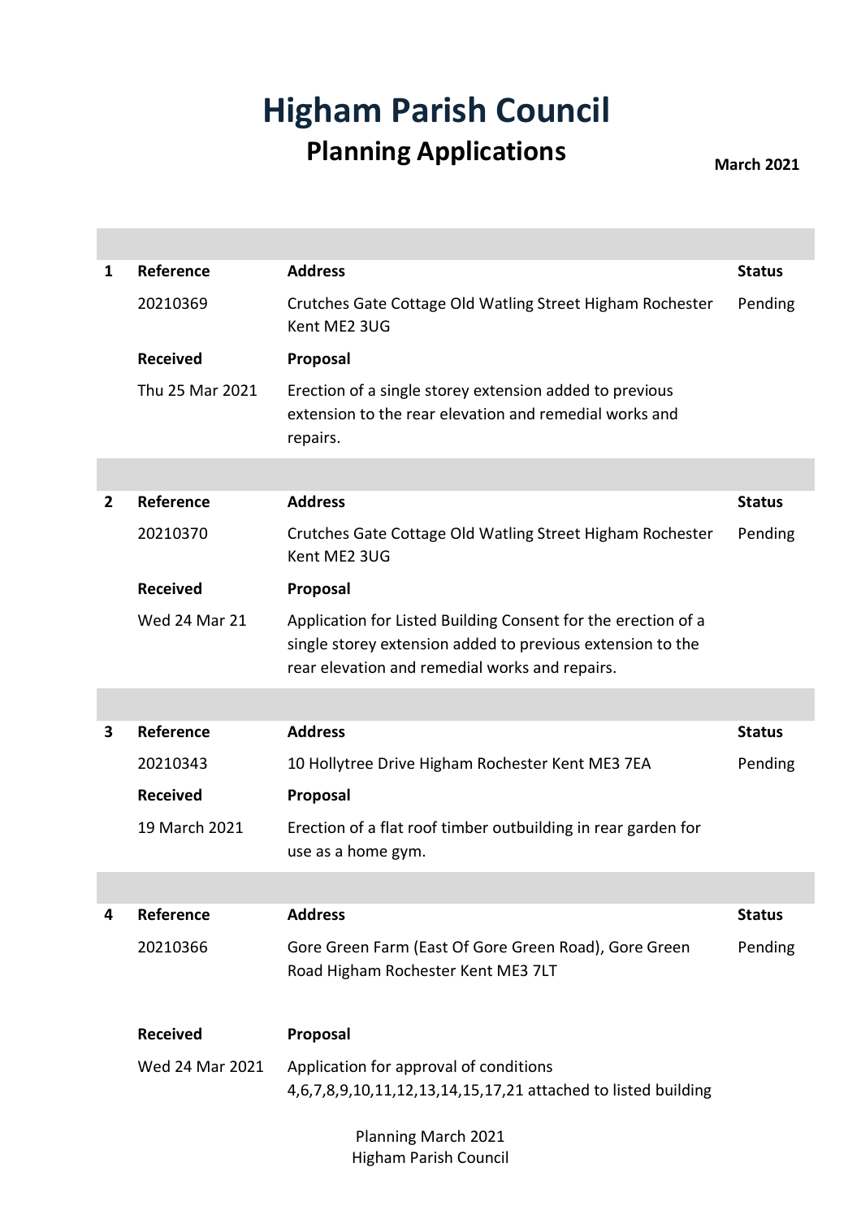# Higham Parish Council

## Planning Applications

**March 2021**

| | | | |
|---|---|---|---|
| **1** | **Reference** | **Address** | **Status** |
| | 20210369 | Crutches Gate Cottage Old Watling Street Higham Rochester Kent ME2 3UG | Pending |
| | **Received** | **Proposal** | |
| | Thu 25 Mar 2021 | Erection of a single storey extension added to previous extension to the rear elevation and remedial works and repairs. | |
| **2** | **Reference** | **Address** | **Status** |
| | 20210370 | Crutches Gate Cottage Old Watling Street Higham Rochester Kent ME2 3UG | Pending |
| | **Received** | **Proposal** | |
| | Wed 24 Mar 21 | Application for Listed Building Consent for the erection of a single storey extension added to previous extension to the rear elevation and remedial works and repairs. | |
| **3** | **Reference** | **Address** | **Status** |
| | 20210343 | 10 Hollytree Drive Higham Rochester Kent ME3 7EA | Pending |
| | **Received** | **Proposal** | |
| | 19 March 2021 | Erection of a flat roof timber outbuilding in rear garden for use as a home gym. | |
| **4** | **Reference** | **Address** | **Status** |
| | 20210366 | Gore Green Farm (East Of Gore Green Road), Gore Green Road Higham Rochester Kent ME3 7LT | Pending |
| | **Received** | **Proposal** | |
| | Wed 24 Mar 2021 | Application for approval of conditions 4,6,7,8,9,10,11,12,13,14,15,17,21 attached to listed building | |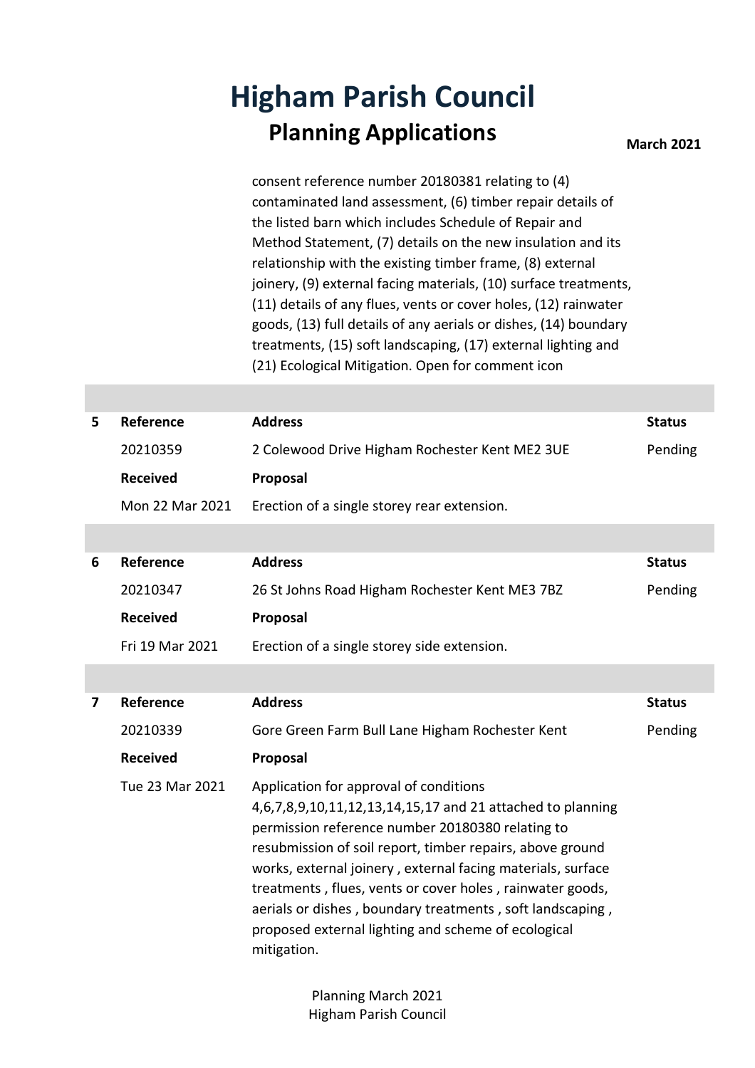# Higham Parish Council

## Planning Applications

**March 2021**

consent reference number 20180381 relating to (4) contaminated land assessment, (6) timber repair details of the listed barn which includes Schedule of Repair and Method Statement, (7) details on the new insulation and its relationship with the existing timber frame, (8) external joinery, (9) external facing materials, (10) surface treatments, (11) details of any flues, vents or cover holes, (12) rainwater goods, (13) full details of any aerials or dishes, (14) boundary treatments, (15) soft landscaping, (17) external lighting and (21) Ecological Mitigation. Open for comment icon

| 5 | **Reference** | **Address** | **Status** |
|---|---|---|---|
| | 20210359 | 2 Colewood Drive Higham Rochester Kent ME2 3UE | Pending |
| | **Received** | **Proposal** | |
| | Mon 22 Mar 2021 | Erection of a single storey rear extension. | |

| 6 | **Reference** | **Address** | **Status** |
|---|---|---|---|
| | 20210347 | 26 St Johns Road Higham Rochester Kent ME3 7BZ | Pending |
| | **Received** | **Proposal** | |
| | Fri 19 Mar 2021 | Erection of a single storey side extension. | |

| 7 | **Reference** | **Address** | **Status** |
|---|---|---|---|
| | 20210339 | Gore Green Farm Bull Lane Higham Rochester Kent | Pending |
| | **Received** | **Proposal** | |
| | Tue 23 Mar 2021 | Application for approval of conditions 4,6,7,8,9,10,11,12,13,14,15,17 and 21 attached to planning permission reference number 20180380 relating to resubmission of soil report, timber repairs, above ground works, external joinery , external facing materials, surface treatments , flues, vents or cover holes , rainwater goods, aerials or dishes , boundary treatments , soft landscaping , proposed external lighting and scheme of ecological mitigation. | |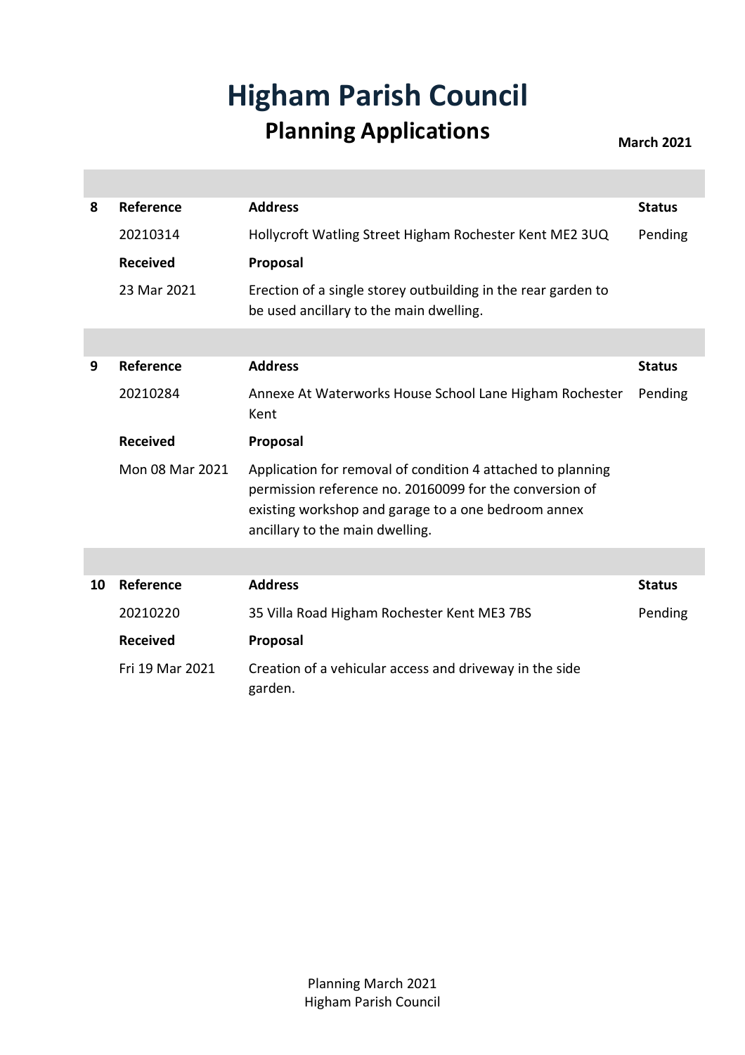# Higham Parish Council

## Planning Applications

**March 2021**

| | | | |
|---|---|---|---|
| **8** | **Reference** | **Address** | **Status** |
| | 20210314 | Hollycroft Watling Street Higham Rochester Kent ME2 3UQ | Pending |
| | **Received** | **Proposal** | |
| | 23 Mar 2021 | Erection of a single storey outbuilding in the rear garden to be used ancillary to the main dwelling. | |
| **9** | **Reference** | **Address** | **Status** |
| | 20210284 | Annexe At Waterworks House School Lane Higham Rochester Kent | Pending |
| | **Received** | **Proposal** | |
| | Mon 08 Mar 2021 | Application for removal of condition 4 attached to planning permission reference no. 20160099 for the conversion of existing workshop and garage to a one bedroom annex ancillary to the main dwelling. | |
| **10** | **Reference** | **Address** | **Status** |
| | 20210220 | 35 Villa Road Higham Rochester Kent ME3 7BS | Pending |
| | **Received** | **Proposal** | |
| | Fri 19 Mar 2021 | Creation of a vehicular access and driveway in the side garden. | |